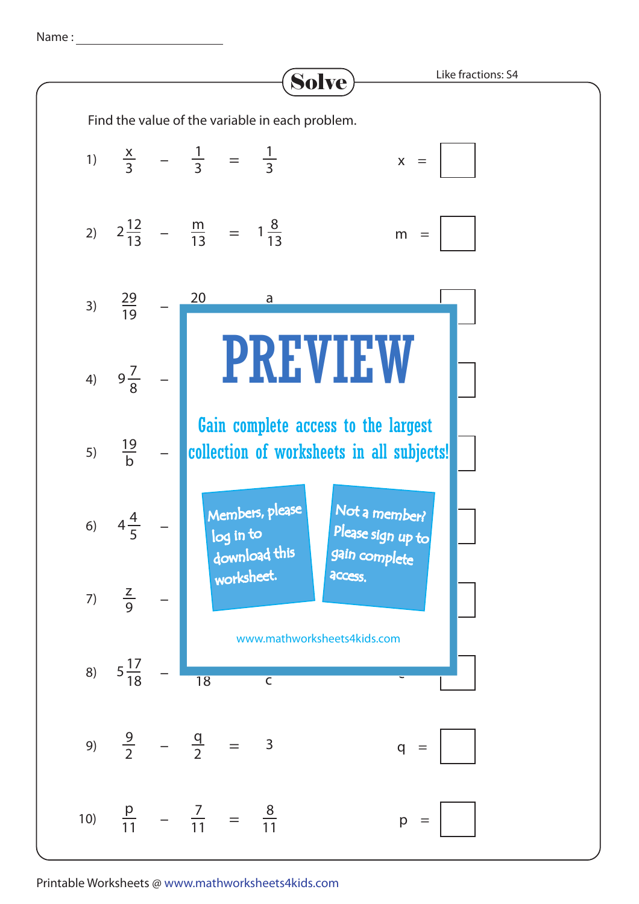Name : ____________________

# Solve

Like fractions: S4

Find the value of the variable in each problem.

1) $\frac{x}{3} - \frac{1}{3} = \frac{1}{3}$ x = ☐

2) $2\frac{12}{13} - \frac{m}{13} = 1\frac{8}{13}$ m = ☐

3) $\frac{29}{19} - \frac{20}{} = \frac{a}{}$ ☐

4) $9\frac{7}{8} -$ ☐

5) $\frac{19}{b} -$ ☐

6) $4\frac{4}{5} -$ ☐

7) $\frac{z}{9} -$ ☐

8) $5\frac{17}{18} - \frac{}{18} = \frac{}{c}$ ☐

9) $\frac{9}{2} - \frac{q}{2} = 3$ q = ☐

10) $\frac{p}{11} - \frac{7}{11} = \frac{8}{11}$ p = ☐

PREVIEW

Gain complete access to the largest collection of worksheets in all subjects!

Members, please log in to download this worksheet.

Not a member? Please sign up to gain complete access.

www.mathworksheets4kids.com

Printable Worksheets @ www.mathworksheets4kids.com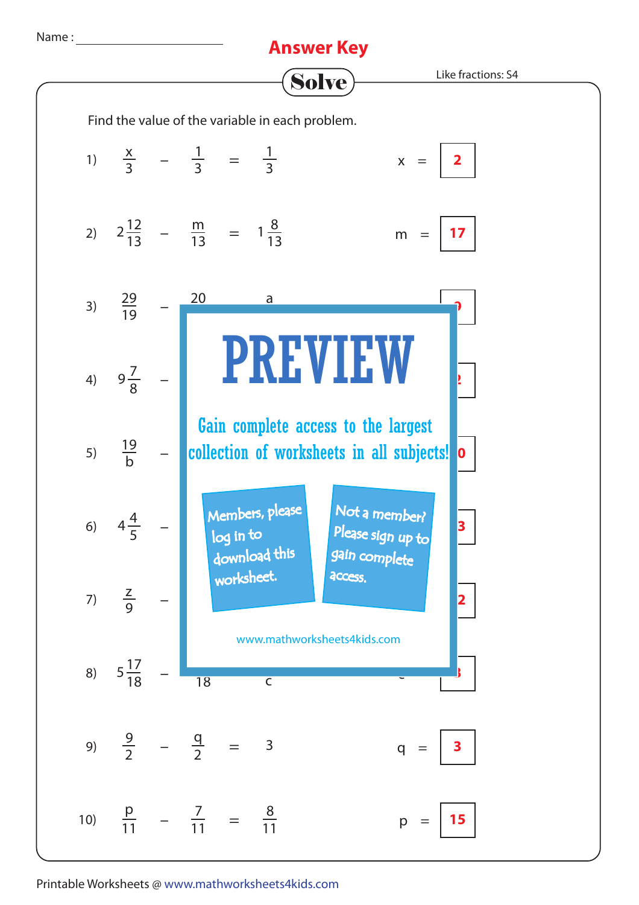Name : ____________________

**Answer Key**

## Solve

Like fractions: S4

Find the value of the variable in each problem.

1) $\frac{x}{3} - \frac{1}{3} = \frac{1}{3}$ x = **2**

2) $2\frac{12}{13} - \frac{m}{13} = 1\frac{8}{13}$ m = **17**

3) $\frac{29}{19} - \frac{20}{} \quad \frac{a}{}$

4) $9\frac{7}{8} -$

5) $\frac{19}{b} -$

6) $4\frac{4}{5} -$

7) $\frac{z}{9} -$

8) $5\frac{17}{18} - \frac{}{18} \quad \frac{}{c}$

9) $\frac{9}{2} - \frac{q}{2} = 3$ q = **3**

10) $\frac{p}{11} - \frac{7}{11} = \frac{8}{11}$ p = **15**

PREVIEW

Gain complete access to the largest collection of worksheets in all subjects!

Members, please log in to download this worksheet.

Not a member? Please sign up to gain complete access.

www.mathworksheets4kids.com

Printable Worksheets @ www.mathworksheets4kids.com